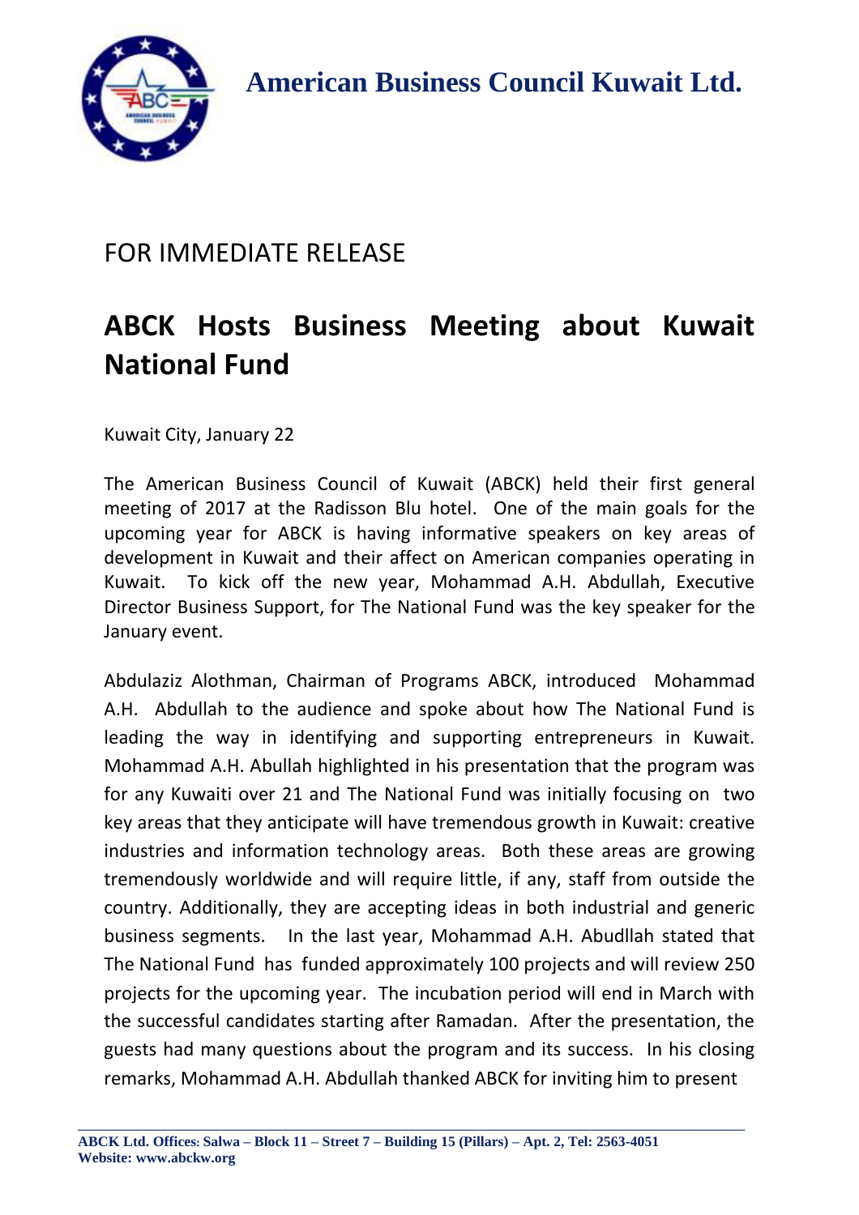**American Business Council Kuwait Ltd.**

FOR IMMEDIATE RELEASE

# ABCK Hosts Business Meeting about Kuwait National Fund

Kuwait City, January 22

The American Business Council of Kuwait (ABCK) held their first general meeting of 2017 at the Radisson Blu hotel. One of the main goals for the upcoming year for ABCK is having informative speakers on key areas of development in Kuwait and their affect on American companies operating in Kuwait. To kick off the new year, Mohammad A.H. Abdullah, Executive Director Business Support, for The National Fund was the key speaker for the January event.

Abdulaziz Alothman, Chairman of Programs ABCK, introduced Mohammad A.H. Abdullah to the audience and spoke about how The National Fund is leading the way in identifying and supporting entrepreneurs in Kuwait. Mohammad A.H. Abullah highlighted in his presentation that the program was for any Kuwaiti over 21 and The National Fund was initially focusing on two key areas that they anticipate will have tremendous growth in Kuwait: creative industries and information technology areas. Both these areas are growing tremendously worldwide and will require little, if any, staff from outside the country. Additionally, they are accepting ideas in both industrial and generic business segments. In the last year, Mohammad A.H. Abudllah stated that The National Fund has funded approximately 100 projects and will review 250 projects for the upcoming year. The incubation period will end in March with the successful candidates starting after Ramadan. After the presentation, the guests had many questions about the program and its success. In his closing remarks, Mohammad A.H. Abdullah thanked ABCK for inviting him to present

ABCK Ltd. Offices: Salwa – Block 11 – Street 7 – Building 15 (Pillars) – Apt. 2, Tel: 2563-4051
Website: www.abckw.org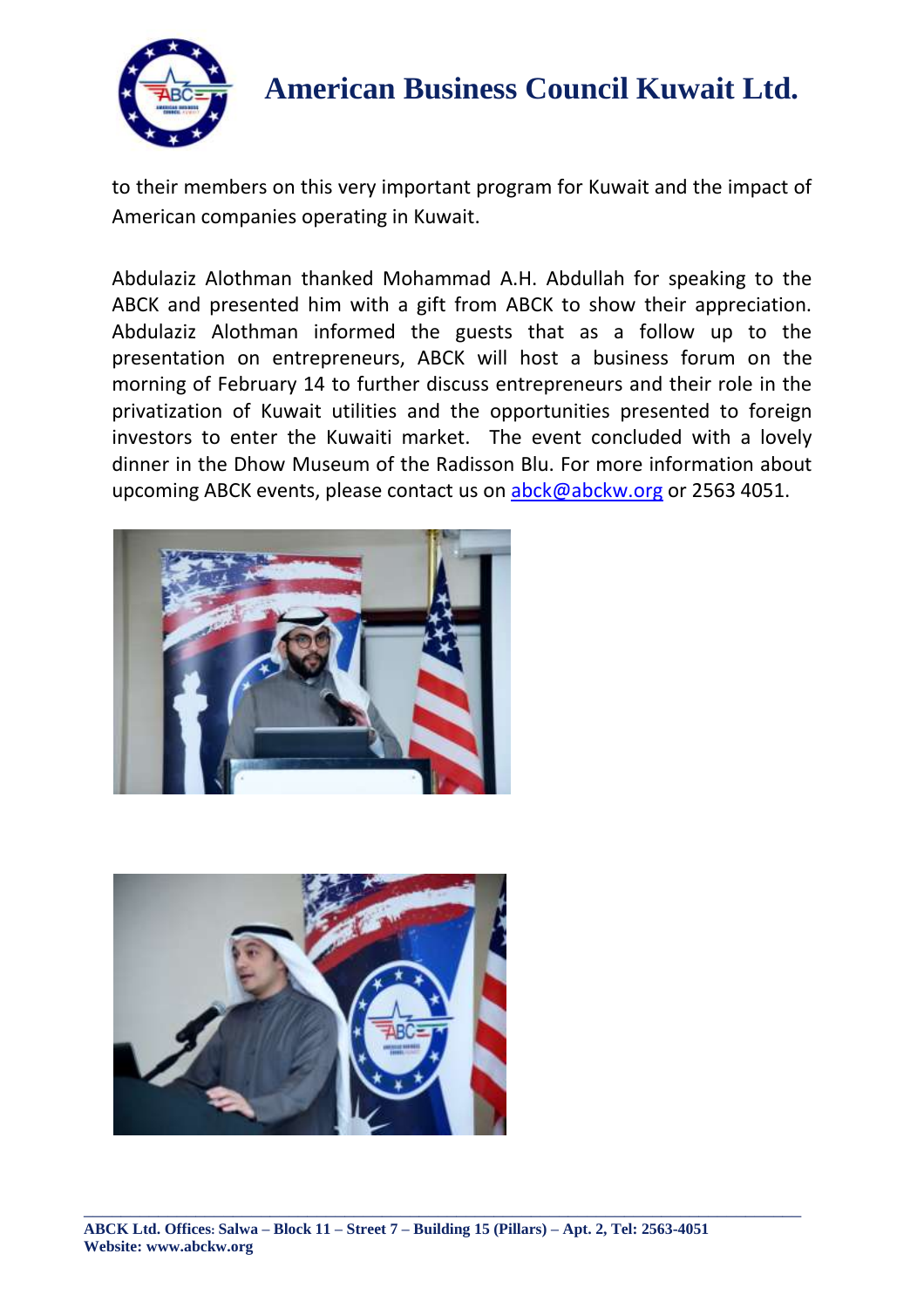to their members on this very important program for Kuwait and the impact of American companies operating in Kuwait.

Abdulaziz Alothman thanked Mohammad A.H. Abdullah for speaking to the ABCK and presented him with a gift from ABCK to show their appreciation. Abdulaziz Alothman informed the guests that as a follow up to the presentation on entrepreneurs, ABCK will host a business forum on the morning of February 14 to further discuss entrepreneurs and their role in the privatization of Kuwait utilities and the opportunities presented to foreign investors to enter the Kuwaiti market. The event concluded with a lovely dinner in the Dhow Museum of the Radisson Blu. For more information about upcoming ABCK events, please contact us on abck@abckw.org or 2563 4051.